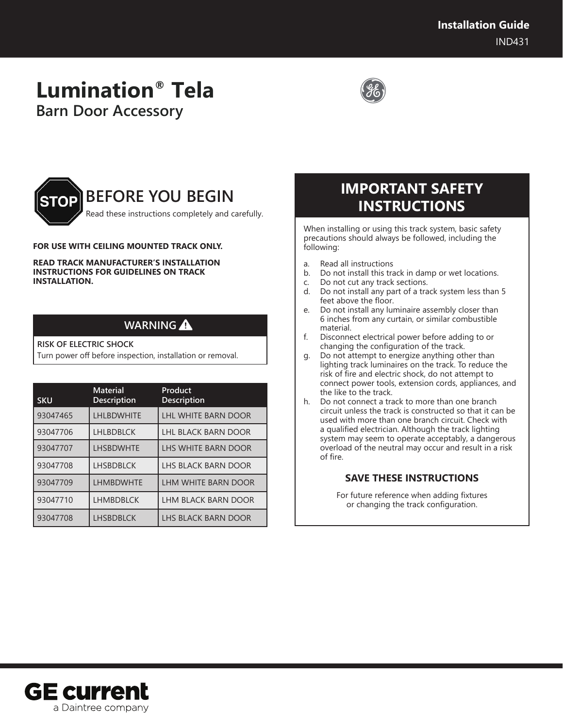Installation Guide

IND431

# Lumination® Tela

## Barn Door Accessory

## BEFORE YOU BEGIN

Read these instructions completely and carefully.

**FOR USE WITH CEILING MOUNTED TRACK ONLY.**

**READ TRACK MANUFACTURER'S INSTALLATION INSTRUCTIONS FOR GUIDELINES ON TRACK INSTALLATION.**

### WARNING ⚠

**RISK OF ELECTRIC SHOCK**

Turn power off before inspection, installation or removal.

| SKU | Material Description | Product Description |
|---|---|---|
| 93047465 | LHLBDWHITE | LHL WHITE BARN DOOR |
| 93047706 | LHLBDBLCK | LHL BLACK BARN DOOR |
| 93047707 | LHSBDWHTE | LHS WHITE BARN DOOR |
| 93047708 | LHSBDBLCK | LHS BLACK BARN DOOR |
| 93047709 | LHMBDWHTE | LHM WHITE BARN DOOR |
| 93047710 | LHMBDBLCK | LHM BLACK BARN DOOR |
| 93047708 | LHSBDBLCK | LHS BLACK BARN DOOR |

## IMPORTANT SAFETY INSTRUCTIONS

When installing or using this track system, basic safety precautions should always be followed, including the following:

a. Read all instructions
b. Do not install this track in damp or wet locations.
c. Do not cut any track sections.
d. Do not install any part of a track system less than 5 feet above the floor.
e. Do not install any luminaire assembly closer than 6 inches from any curtain, or similar combustible material.
f. Disconnect electrical power before adding to or changing the configuration of the track.
g. Do not attempt to energize anything other than lighting track luminaires on the track. To reduce the risk of fire and electric shock, do not attempt to connect power tools, extension cords, appliances, and the like to the track.
h. Do not connect a track to more than one branch circuit unless the track is constructed so that it can be used with more than one branch circuit. Check with a qualified electrician. Although the track lighting system may seem to operate acceptably, a dangerous overload of the neutral may occur and result in a risk of fire.

**SAVE THESE INSTRUCTIONS**

For future reference when adding fixtures or changing the track configuration.

GE current

a Daintree company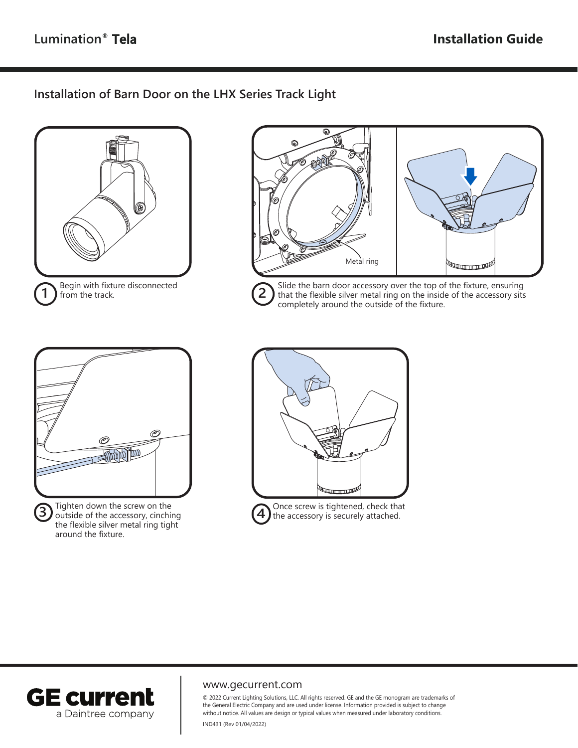## Installation of Barn Door on the LHX Series Track Light

Metal ring

1. Begin with fixture disconnected from the track.

2. Slide the barn door accessory over the top of the fixture, ensuring that the flexible silver metal ring on the inside of the accessory sits completely around the outside of the fixture.

3. Tighten down the screw on the outside of the accessory, cinching the flexible silver metal ring tight around the fixture.

4. Once screw is tightened, check that the accessory is securely attached.

GE current
a Daintree company

www.gecurrent.com

© 2022 Current Lighting Solutions, LLC. All rights reserved. GE and the GE monogram are trademarks of the General Electric Company and are used under license. Information provided is subject to change without notice. All values are design or typical values when measured under laboratory conditions.

IND431 (Rev 01/04/2022)